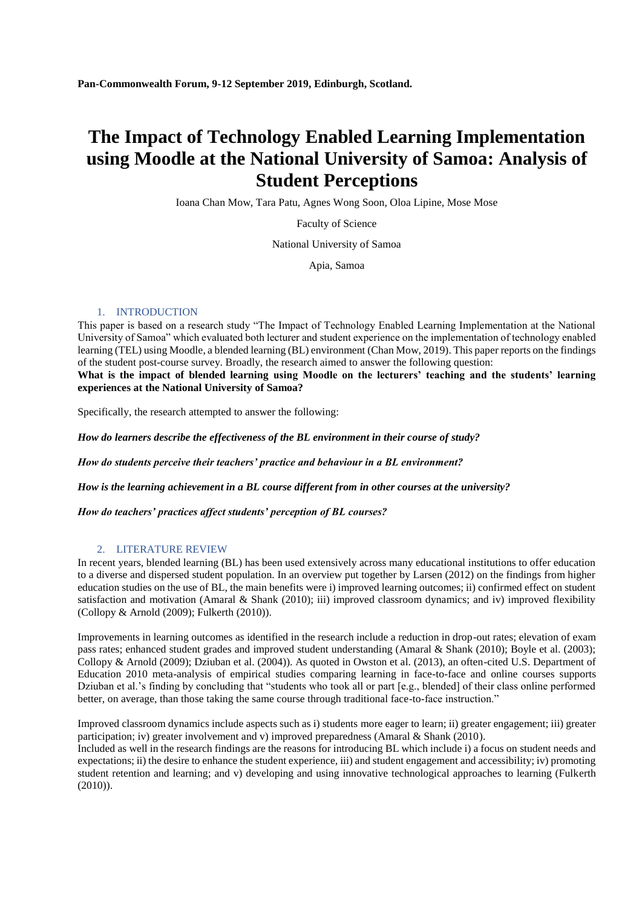Pan-Commonwealth Forum, 9-12 September 2019, Edinburgh, Scotland.

# The Impact of Technology Enabled Learning Implementation using Moodle at the National University of Samoa: Analysis of Student Perceptions

Ioana Chan Mow, Tara Patu, Agnes Wong Soon, Oloa Lipine, Mose Mose

Faculty of Science

National University of Samoa

Apia, Samoa

## 1. INTRODUCTION

This paper is based on a research study "The Impact of Technology Enabled Learning Implementation at the National University of Samoa" which evaluated both lecturer and student experience on the implementation of technology enabled learning (TEL) using Moodle, a blended learning (BL) environment (Chan Mow, 2019). This paper reports on the findings of the student post-course survey. Broadly, the research aimed to answer the following question:

**What is the impact of blended learning using Moodle on the lecturers' teaching and the students' learning experiences at the National University of Samoa?**

Specifically, the research attempted to answer the following:

***How do learners describe the effectiveness of the BL environment in their course of study?***

***How do students perceive their teachers' practice and behaviour in a BL environment?***

***How is the learning achievement in a BL course different from in other courses at the university?***

***How do teachers' practices affect students' perception of BL courses?***

## 2. LITERATURE REVIEW

In recent years, blended learning (BL) has been used extensively across many educational institutions to offer education to a diverse and dispersed student population. In an overview put together by Larsen (2012) on the findings from higher education studies on the use of BL, the main benefits were i) improved learning outcomes; ii) confirmed effect on student satisfaction and motivation (Amaral & Shank (2010); iii) improved classroom dynamics; and iv) improved flexibility (Collopy & Arnold (2009); Fulkerth (2010)).

Improvements in learning outcomes as identified in the research include a reduction in drop-out rates; elevation of exam pass rates; enhanced student grades and improved student understanding (Amaral & Shank (2010); Boyle et al. (2003); Collopy & Arnold (2009); Dziuban et al. (2004)). As quoted in Owston et al. (2013), an often-cited U.S. Department of Education 2010 meta-analysis of empirical studies comparing learning in face-to-face and online courses supports Dziuban et al.'s finding by concluding that "students who took all or part [e.g., blended] of their class online performed better, on average, than those taking the same course through traditional face-to-face instruction."

Improved classroom dynamics include aspects such as i) students more eager to learn; ii) greater engagement; iii) greater participation; iv) greater involvement and v) improved preparedness (Amaral & Shank (2010).

Included as well in the research findings are the reasons for introducing BL which include i) a focus on student needs and expectations; ii) the desire to enhance the student experience, iii) and student engagement and accessibility; iv) promoting student retention and learning; and v) developing and using innovative technological approaches to learning (Fulkerth (2010)).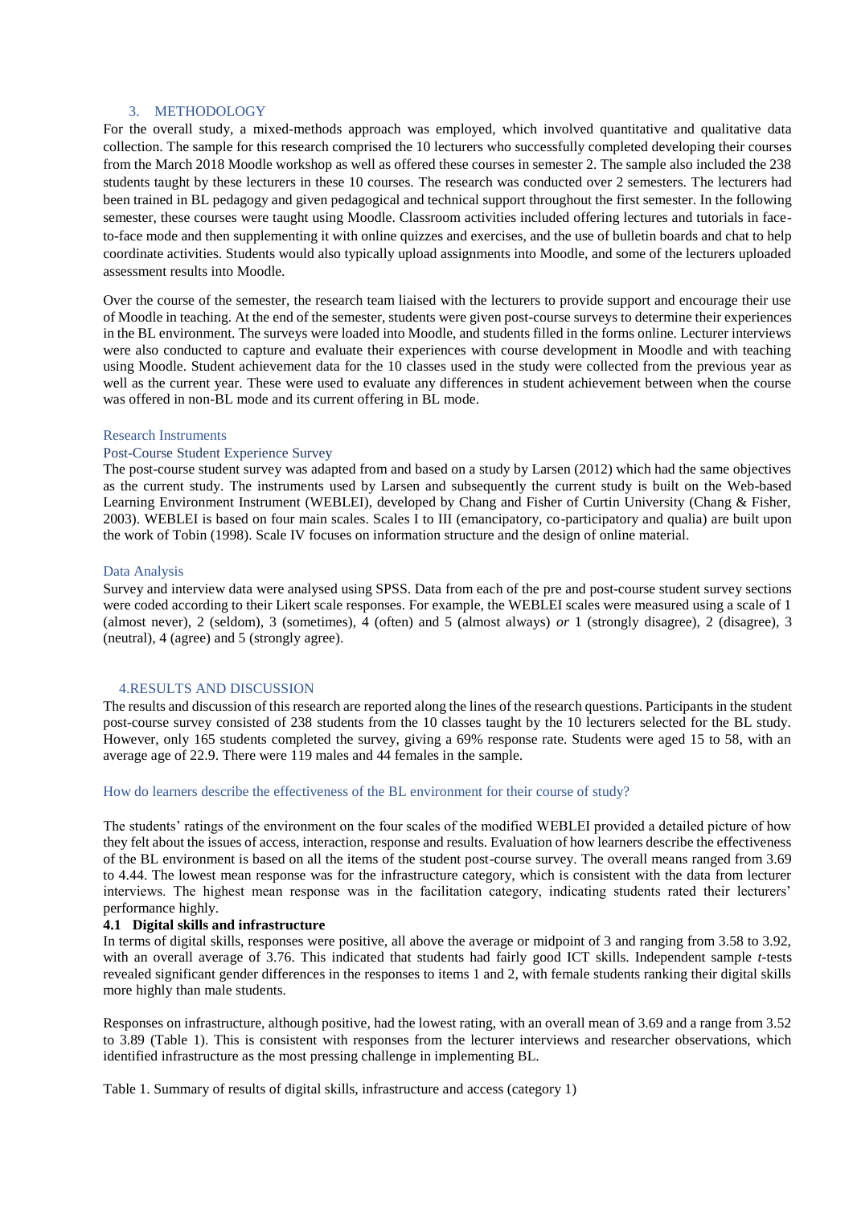## 3. METHODOLOGY

For the overall study, a mixed-methods approach was employed, which involved quantitative and qualitative data collection. The sample for this research comprised the 10 lecturers who successfully completed developing their courses from the March 2018 Moodle workshop as well as offered these courses in semester 2. The sample also included the 238 students taught by these lecturers in these 10 courses. The research was conducted over 2 semesters. The lecturers had been trained in BL pedagogy and given pedagogical and technical support throughout the first semester. In the following semester, these courses were taught using Moodle. Classroom activities included offering lectures and tutorials in face-to-face mode and then supplementing it with online quizzes and exercises, and the use of bulletin boards and chat to help coordinate activities. Students would also typically upload assignments into Moodle, and some of the lecturers uploaded assessment results into Moodle.

Over the course of the semester, the research team liaised with the lecturers to provide support and encourage their use of Moodle in teaching. At the end of the semester, students were given post-course surveys to determine their experiences in the BL environment. The surveys were loaded into Moodle, and students filled in the forms online. Lecturer interviews were also conducted to capture and evaluate their experiences with course development in Moodle and with teaching using Moodle. Student achievement data for the 10 classes used in the study were collected from the previous year as well as the current year. These were used to evaluate any differences in student achievement between when the course was offered in non-BL mode and its current offering in BL mode.

### Research Instruments

#### Post-Course Student Experience Survey

The post-course student survey was adapted from and based on a study by Larsen (2012) which had the same objectives as the current study. The instruments used by Larsen and subsequently the current study is built on the Web-based Learning Environment Instrument (WEBLEI), developed by Chang and Fisher of Curtin University (Chang & Fisher, 2003). WEBLEI is based on four main scales. Scales I to III (emancipatory, co-participatory and qualia) are built upon the work of Tobin (1998). Scale IV focuses on information structure and the design of online material.

### Data Analysis

Survey and interview data were analysed using SPSS. Data from each of the pre and post-course student survey sections were coded according to their Likert scale responses. For example, the WEBLEI scales were measured using a scale of 1 (almost never), 2 (seldom), 3 (sometimes), 4 (often) and 5 (almost always) *or* 1 (strongly disagree), 2 (disagree), 3 (neutral), 4 (agree) and 5 (strongly agree).

## 4.RESULTS AND DISCUSSION

The results and discussion of this research are reported along the lines of the research questions. Participants in the student post-course survey consisted of 238 students from the 10 classes taught by the 10 lecturers selected for the BL study. However, only 165 students completed the survey, giving a 69% response rate. Students were aged 15 to 58, with an average age of 22.9. There were 119 males and 44 females in the sample.

### How do learners describe the effectiveness of the BL environment for their course of study?

The students' ratings of the environment on the four scales of the modified WEBLEI provided a detailed picture of how they felt about the issues of access, interaction, response and results. Evaluation of how learners describe the effectiveness of the BL environment is based on all the items of the student post-course survey. The overall means ranged from 3.69 to 4.44. The lowest mean response was for the infrastructure category, which is consistent with the data from lecturer interviews. The highest mean response was in the facilitation category, indicating students rated their lecturers' performance highly.

### 4.1 Digital skills and infrastructure

In terms of digital skills, responses were positive, all above the average or midpoint of 3 and ranging from 3.58 to 3.92, with an overall average of 3.76. This indicated that students had fairly good ICT skills. Independent sample *t*-tests revealed significant gender differences in the responses to items 1 and 2, with female students ranking their digital skills more highly than male students.

Responses on infrastructure, although positive, had the lowest rating, with an overall mean of 3.69 and a range from 3.52 to 3.89 (Table 1). This is consistent with responses from the lecturer interviews and researcher observations, which identified infrastructure as the most pressing challenge in implementing BL.

Table 1. Summary of results of digital skills, infrastructure and access (category 1)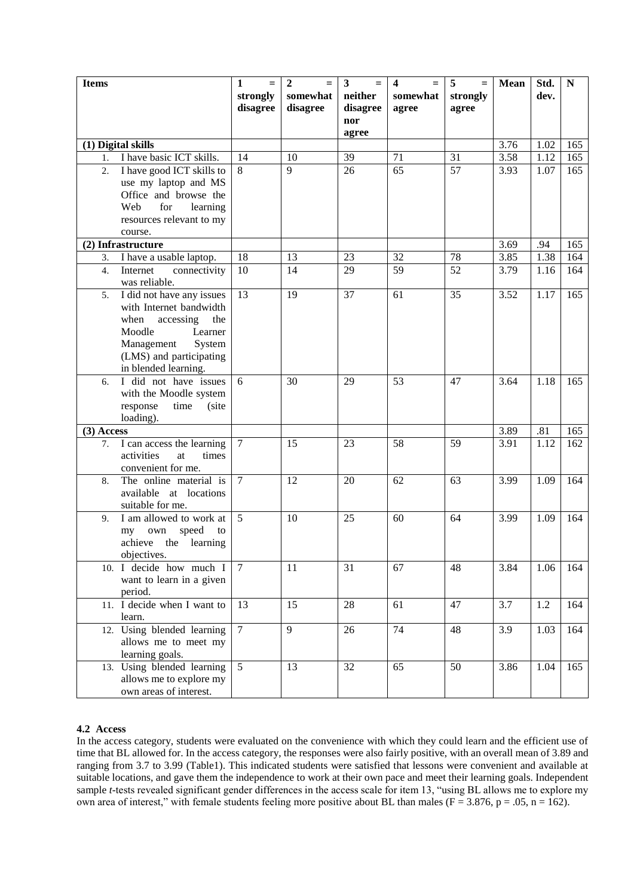| Items | 1 = strongly disagree | 2 = somewhat disagree | 3 = neither disagree nor agree | 4 = somewhat agree | 5 = strongly agree | Mean | Std. dev. | N |
|---|---|---|---|---|---|---|---|---|
| **(1) Digital skills** | | | | | | 3.76 | 1.02 | 165 |
| 1. I have basic ICT skills. | 14 | 10 | 39 | 71 | 31 | 3.58 | 1.12 | 165 |
| 2. I have good ICT skills to use my laptop and MS Office and browse the Web for learning resources relevant to my course. | 8 | 9 | 26 | 65 | 57 | 3.93 | 1.07 | 165 |
| **(2) Infrastructure** | | | | | | 3.69 | .94 | 165 |
| 3. I have a usable laptop. | 18 | 13 | 23 | 32 | 78 | 3.85 | 1.38 | 164 |
| 4. Internet connectivity was reliable. | 10 | 14 | 29 | 59 | 52 | 3.79 | 1.16 | 164 |
| 5. I did not have any issues with Internet bandwidth when accessing the Moodle Learner Management System (LMS) and participating in blended learning. | 13 | 19 | 37 | 61 | 35 | 3.52 | 1.17 | 165 |
| 6. I did not have issues with the Moodle system response time (site loading). | 6 | 30 | 29 | 53 | 47 | 3.64 | 1.18 | 165 |
| **(3) Access** | | | | | | 3.89 | .81 | 165 |
| 7. I can access the learning activities at times convenient for me. | 7 | 15 | 23 | 58 | 59 | 3.91 | 1.12 | 162 |
| 8. The online material is available at locations suitable for me. | 7 | 12 | 20 | 62 | 63 | 3.99 | 1.09 | 164 |
| 9. I am allowed to work at my own speed to achieve the learning objectives. | 5 | 10 | 25 | 60 | 64 | 3.99 | 1.09 | 164 |
| 10. I decide how much I want to learn in a given period. | 7 | 11 | 31 | 67 | 48 | 3.84 | 1.06 | 164 |
| 11. I decide when I want to learn. | 13 | 15 | 28 | 61 | 47 | 3.7 | 1.2 | 164 |
| 12. Using blended learning allows me to meet my learning goals. | 7 | 9 | 26 | 74 | 48 | 3.9 | 1.03 | 164 |
| 13. Using blended learning allows me to explore my own areas of interest. | 5 | 13 | 32 | 65 | 50 | 3.86 | 1.04 | 165 |

### 4.2 Access

In the access category, students were evaluated on the convenience with which they could learn and the efficient use of time that BL allowed for. In the access category, the responses were also fairly positive, with an overall mean of 3.89 and ranging from 3.7 to 3.99 (Table1). This indicated students were satisfied that lessons were convenient and available at suitable locations, and gave them the independence to work at their own pace and meet their learning goals. Independent sample *t*-tests revealed significant gender differences in the access scale for item 13, "using BL allows me to explore my own area of interest," with female students feeling more positive about BL than males ($F = 3.876$, $p = .05$, $n = 162$).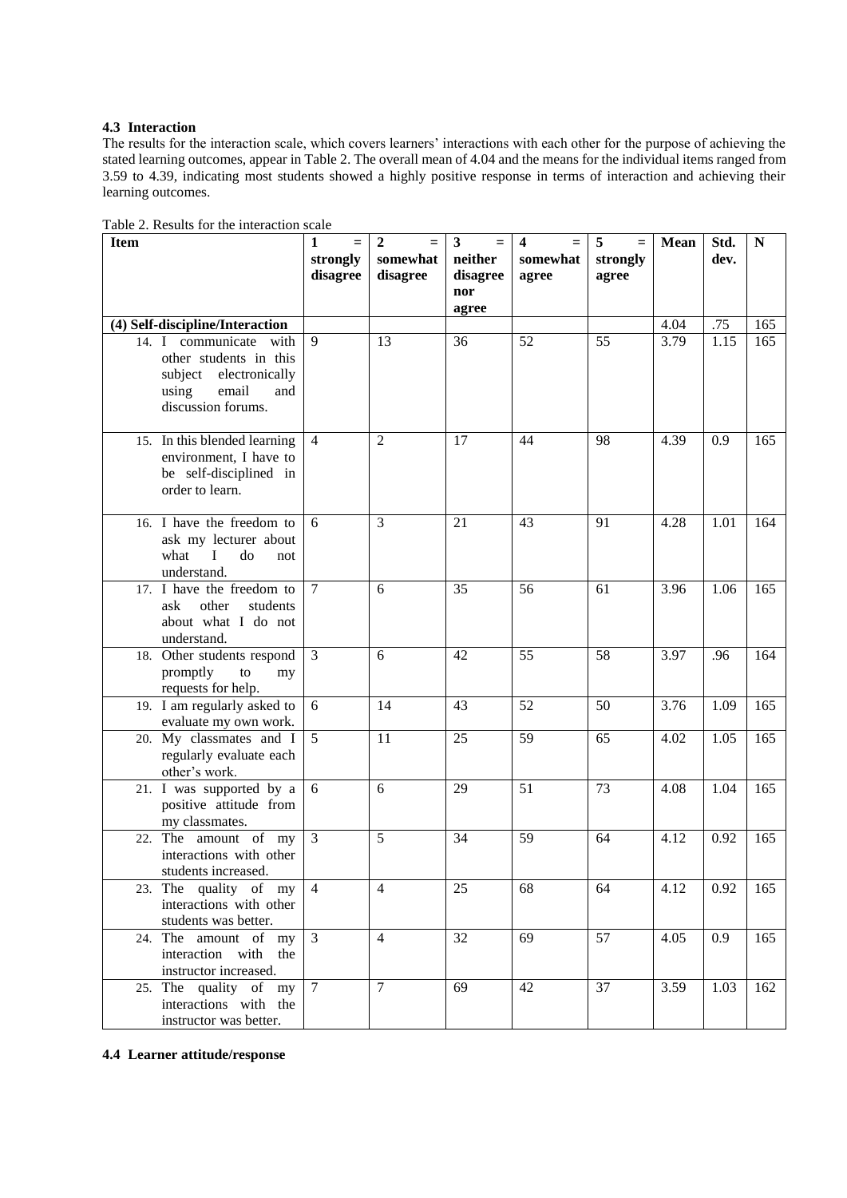### 4.3 Interaction

The results for the interaction scale, which covers learners' interactions with each other for the purpose of achieving the stated learning outcomes, appear in Table 2. The overall mean of 4.04 and the means for the individual items ranged from 3.59 to 4.39, indicating most students showed a highly positive response in terms of interaction and achieving their learning outcomes.

Table 2. Results for the interaction scale

| Item | 1 = strongly disagree | 2 = somewhat disagree | 3 = neither disagree nor agree | 4 = somewhat agree | 5 = strongly agree | Mean | Std. dev. | N |
|---|---|---|---|---|---|---|---|---|
| **(4) Self-discipline/Interaction** | | | | | | 4.04 | .75 | 165 |
| 14. I communicate with other students in this subject electronically using email and discussion forums. | 9 | 13 | 36 | 52 | 55 | 3.79 | 1.15 | 165 |
| 15. In this blended learning environment, I have to be self-disciplined in order to learn. | 4 | 2 | 17 | 44 | 98 | 4.39 | 0.9 | 165 |
| 16. I have the freedom to ask my lecturer about what I do not understand. | 6 | 3 | 21 | 43 | 91 | 4.28 | 1.01 | 164 |
| 17. I have the freedom to ask other students about what I do not understand. | 7 | 6 | 35 | 56 | 61 | 3.96 | 1.06 | 165 |
| 18. Other students respond promptly to my requests for help. | 3 | 6 | 42 | 55 | 58 | 3.97 | .96 | 164 |
| 19. I am regularly asked to evaluate my own work. | 6 | 14 | 43 | 52 | 50 | 3.76 | 1.09 | 165 |
| 20. My classmates and I regularly evaluate each other's work. | 5 | 11 | 25 | 59 | 65 | 4.02 | 1.05 | 165 |
| 21. I was supported by a positive attitude from my classmates. | 6 | 6 | 29 | 51 | 73 | 4.08 | 1.04 | 165 |
| 22. The amount of my interactions with other students increased. | 3 | 5 | 34 | 59 | 64 | 4.12 | 0.92 | 165 |
| 23. The quality of my interactions with other students was better. | 4 | 4 | 25 | 68 | 64 | 4.12 | 0.92 | 165 |
| 24. The amount of my interaction with the instructor increased. | 3 | 4 | 32 | 69 | 57 | 4.05 | 0.9 | 165 |
| 25. The quality of my interactions with the instructor was better. | 7 | 7 | 69 | 42 | 37 | 3.59 | 1.03 | 162 |

### 4.4 Learner attitude/response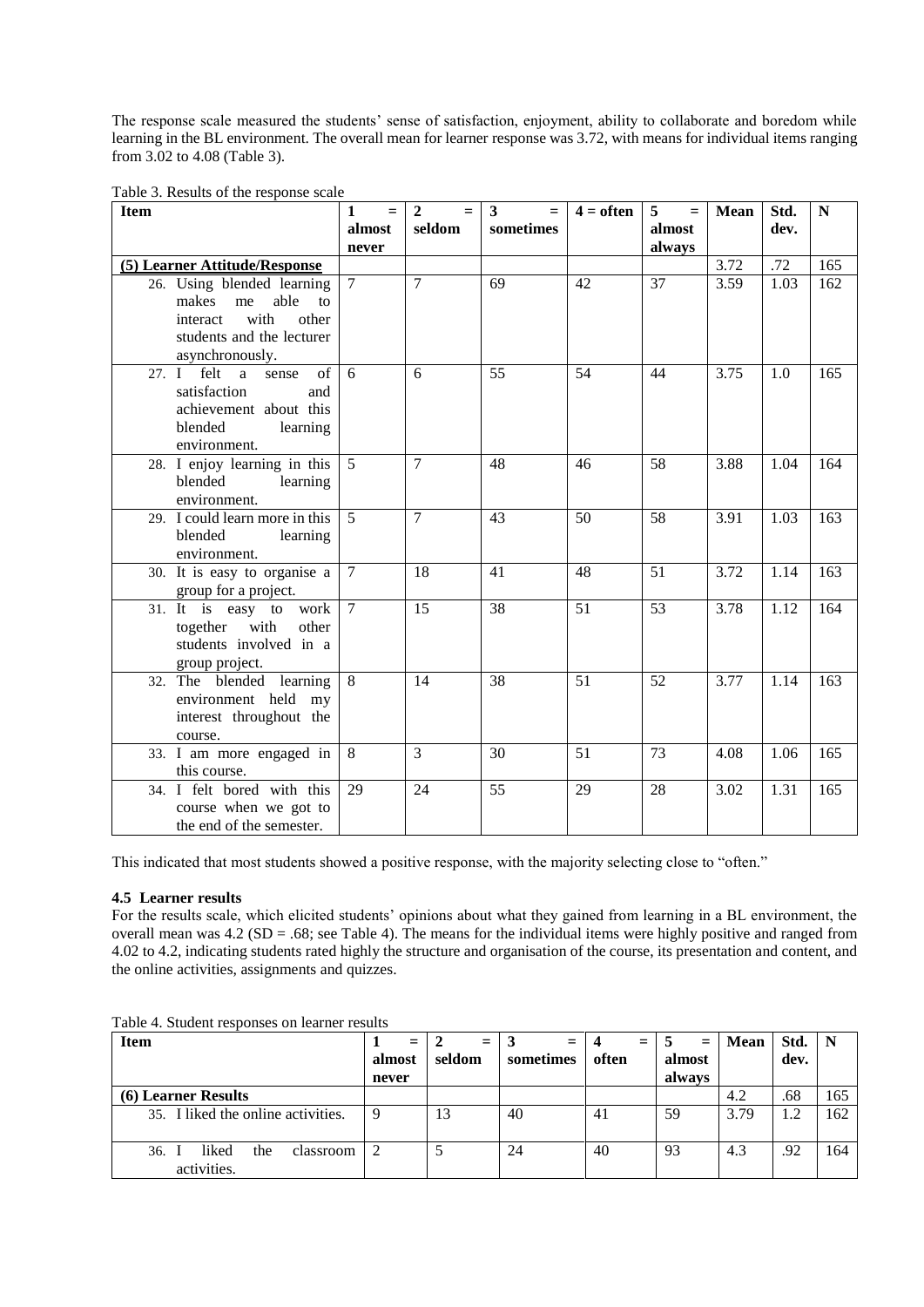The response scale measured the students' sense of satisfaction, enjoyment, ability to collaborate and boredom while learning in the BL environment. The overall mean for learner response was 3.72, with means for individual items ranging from 3.02 to 4.08 (Table 3).

Table 3. Results of the response scale

| Item | 1 = almost never | 2 = seldom | 3 = sometimes | 4 = often | 5 = almost always | Mean | Std. dev. | N |
|---|---|---|---|---|---|---|---|---|
| **(5) Learner Attitude/Response** | | | | | | 3.72 | .72 | 165 |
| 26. Using blended learning makes me able to interact with other students and the lecturer asynchronously. | 7 | 7 | 69 | 42 | 37 | 3.59 | 1.03 | 162 |
| 27. I felt a sense of satisfaction and achievement about this blended learning environment. | 6 | 6 | 55 | 54 | 44 | 3.75 | 1.0 | 165 |
| 28. I enjoy learning in this blended learning environment. | 5 | 7 | 48 | 46 | 58 | 3.88 | 1.04 | 164 |
| 29. I could learn more in this blended learning environment. | 5 | 7 | 43 | 50 | 58 | 3.91 | 1.03 | 163 |
| 30. It is easy to organise a group for a project. | 7 | 18 | 41 | 48 | 51 | 3.72 | 1.14 | 163 |
| 31. It is easy to work together with other students involved in a group project. | 7 | 15 | 38 | 51 | 53 | 3.78 | 1.12 | 164 |
| 32. The blended learning environment held my interest throughout the course. | 8 | 14 | 38 | 51 | 52 | 3.77 | 1.14 | 163 |
| 33. I am more engaged in this course. | 8 | 3 | 30 | 51 | 73 | 4.08 | 1.06 | 165 |
| 34. I felt bored with this course when we got to the end of the semester. | 29 | 24 | 55 | 29 | 28 | 3.02 | 1.31 | 165 |

This indicated that most students showed a positive response, with the majority selecting close to "often."

### 4.5 Learner results

For the results scale, which elicited students' opinions about what they gained from learning in a BL environment, the overall mean was 4.2 (SD = .68; see Table 4). The means for the individual items were highly positive and ranged from 4.02 to 4.2, indicating students rated highly the structure and organisation of the course, its presentation and content, and the online activities, assignments and quizzes.

Table 4. Student responses on learner results

| Item | 1 = almost never | 2 = seldom | 3 = sometimes | 4 = often | 5 = almost always | Mean | Std. dev. | N |
|---|---|---|---|---|---|---|---|---|
| **(6) Learner Results** | | | | | | 4.2 | .68 | 165 |
| 35. I liked the online activities. | 9 | 13 | 40 | 41 | 59 | 3.79 | 1.2 | 162 |
| 36. I liked the classroom activities. | 2 | 5 | 24 | 40 | 93 | 4.3 | .92 | 164 |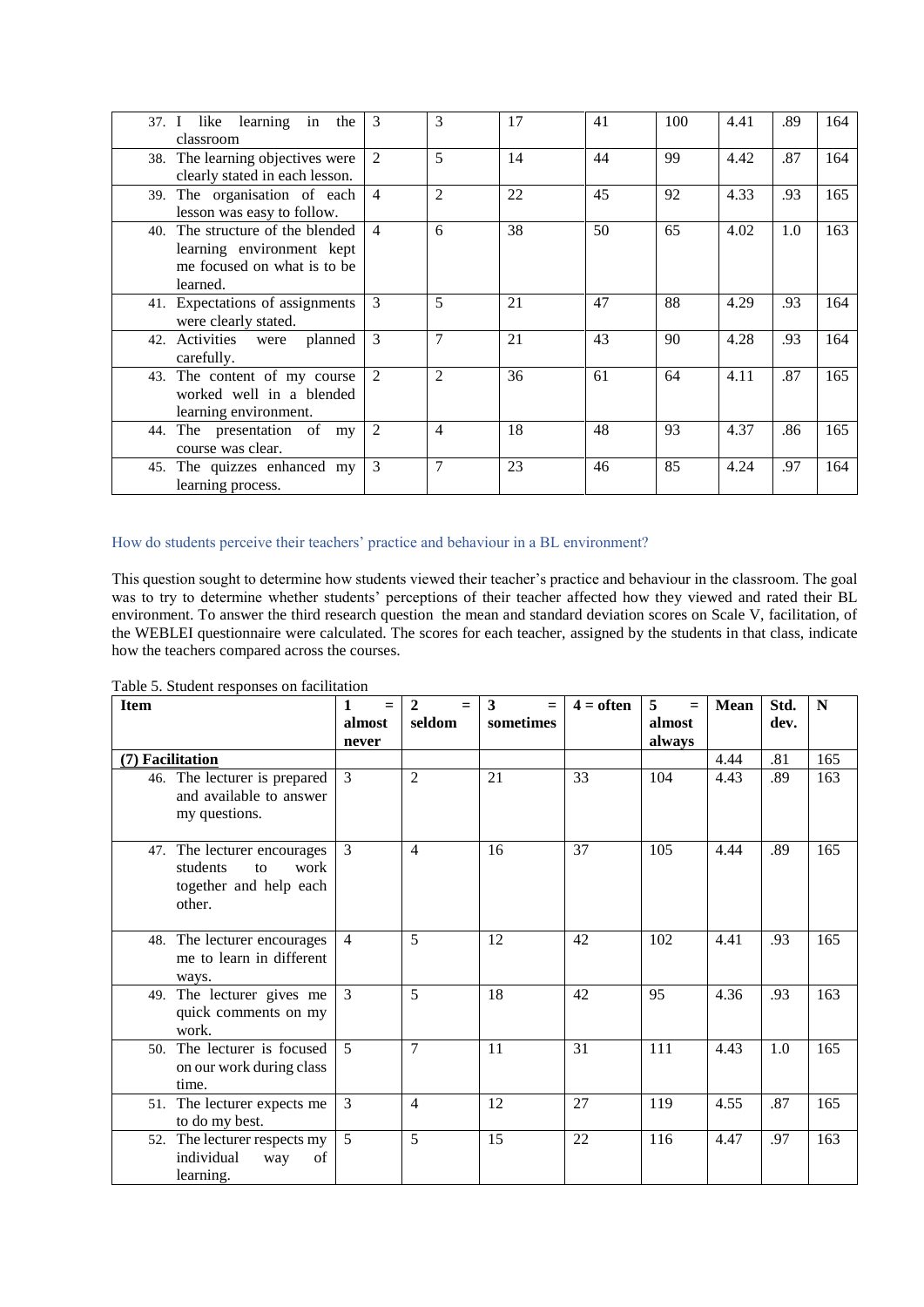| | | | | | | | | |
|---|---|---|---|---|---|---|---|---|
| 37. I like learning in the classroom | 3 | 3 | 17 | 41 | 100 | 4.41 | .89 | 164 |
| 38. The learning objectives were clearly stated in each lesson. | 2 | 5 | 14 | 44 | 99 | 4.42 | .87 | 164 |
| 39. The organisation of each lesson was easy to follow. | 4 | 2 | 22 | 45 | 92 | 4.33 | .93 | 165 |
| 40. The structure of the blended learning environment kept me focused on what is to be learned. | 4 | 6 | 38 | 50 | 65 | 4.02 | 1.0 | 163 |
| 41. Expectations of assignments were clearly stated. | 3 | 5 | 21 | 47 | 88 | 4.29 | .93 | 164 |
| 42. Activities were planned carefully. | 3 | 7 | 21 | 43 | 90 | 4.28 | .93 | 164 |
| 43. The content of my course worked well in a blended learning environment. | 2 | 2 | 36 | 61 | 64 | 4.11 | .87 | 165 |
| 44. The presentation of my course was clear. | 2 | 4 | 18 | 48 | 93 | 4.37 | .86 | 165 |
| 45. The quizzes enhanced my learning process. | 3 | 7 | 23 | 46 | 85 | 4.24 | .97 | 164 |

### How do students perceive their teachers' practice and behaviour in a BL environment?

This question sought to determine how students viewed their teacher's practice and behaviour in the classroom. The goal was to try to determine whether students' perceptions of their teacher affected how they viewed and rated their BL environment. To answer the third research question the mean and standard deviation scores on Scale V, facilitation, of the WEBLEI questionnaire were calculated. The scores for each teacher, assigned by the students in that class, indicate how the teachers compared across the courses.

Table 5. Student responses on facilitation

| Item | 1 = almost never | 2 = seldom | 3 = sometimes | 4 = often | 5 = almost always | Mean | Std. dev. | N |
|---|---|---|---|---|---|---|---|---|
| **(7) Facilitation** | | | | | | 4.44 | .81 | 165 |
| 46. The lecturer is prepared and available to answer my questions. | 3 | 2 | 21 | 33 | 104 | 4.43 | .89 | 163 |
| 47. The lecturer encourages students to work together and help each other. | 3 | 4 | 16 | 37 | 105 | 4.44 | .89 | 165 |
| 48. The lecturer encourages me to learn in different ways. | 4 | 5 | 12 | 42 | 102 | 4.41 | .93 | 165 |
| 49. The lecturer gives me quick comments on my work. | 3 | 5 | 18 | 42 | 95 | 4.36 | .93 | 163 |
| 50. The lecturer is focused on our work during class time. | 5 | 7 | 11 | 31 | 111 | 4.43 | 1.0 | 165 |
| 51. The lecturer expects me to do my best. | 3 | 4 | 12 | 27 | 119 | 4.55 | .87 | 165 |
| 52. The lecturer respects my individual way of learning. | 5 | 5 | 15 | 22 | 116 | 4.47 | .97 | 163 |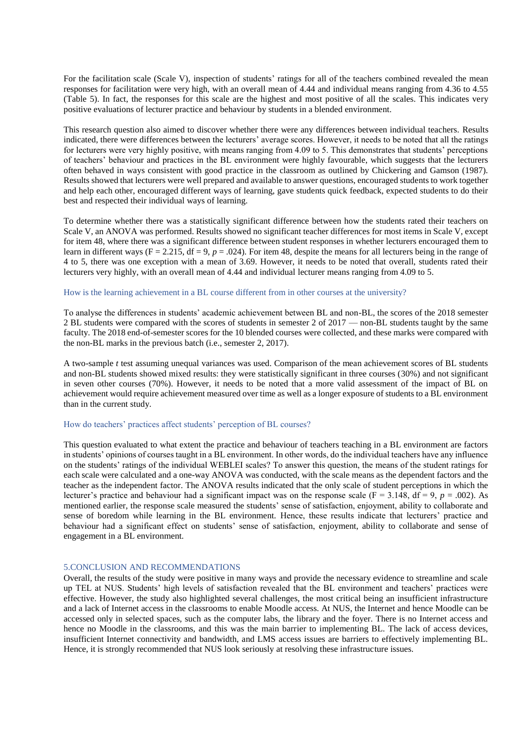For the facilitation scale (Scale V), inspection of students' ratings for all of the teachers combined revealed the mean responses for facilitation were very high, with an overall mean of 4.44 and individual means ranging from 4.36 to 4.55 (Table 5). In fact, the responses for this scale are the highest and most positive of all the scales. This indicates very positive evaluations of lecturer practice and behaviour by students in a blended environment.

This research question also aimed to discover whether there were any differences between individual teachers. Results indicated, there were differences between the lecturers' average scores. However, it needs to be noted that all the ratings for lecturers were very highly positive, with means ranging from 4.09 to 5. This demonstrates that students' perceptions of teachers' behaviour and practices in the BL environment were highly favourable, which suggests that the lecturers often behaved in ways consistent with good practice in the classroom as outlined by Chickering and Gamson (1987). Results showed that lecturers were well prepared and available to answer questions, encouraged students to work together and help each other, encouraged different ways of learning, gave students quick feedback, expected students to do their best and respected their individual ways of learning.

To determine whether there was a statistically significant difference between how the students rated their teachers on Scale V, an ANOVA was performed. Results showed no significant teacher differences for most items in Scale V, except for item 48, where there was a significant difference between student responses in whether lecturers encouraged them to learn in different ways ($F = 2.215$, $df = 9$, $p = .024$). For item 48, despite the means for all lecturers being in the range of 4 to 5, there was one exception with a mean of 3.69. However, it needs to be noted that overall, students rated their lecturers very highly, with an overall mean of 4.44 and individual lecturer means ranging from 4.09 to 5.

### How is the learning achievement in a BL course different from in other courses at the university?

To analyse the differences in students' academic achievement between BL and non-BL, the scores of the 2018 semester 2 BL students were compared with the scores of students in semester 2 of 2017 — non-BL students taught by the same faculty. The 2018 end-of-semester scores for the 10 blended courses were collected, and these marks were compared with the non-BL marks in the previous batch (i.e., semester 2, 2017).

A two-sample *t* test assuming unequal variances was used. Comparison of the mean achievement scores of BL students and non-BL students showed mixed results: they were statistically significant in three courses (30%) and not significant in seven other courses (70%). However, it needs to be noted that a more valid assessment of the impact of BL on achievement would require achievement measured over time as well as a longer exposure of students to a BL environment than in the current study.

### How do teachers' practices affect students' perception of BL courses?

This question evaluated to what extent the practice and behaviour of teachers teaching in a BL environment are factors in students' opinions of courses taught in a BL environment. In other words, do the individual teachers have any influence on the students' ratings of the individual WEBLEI scales? To answer this question, the means of the student ratings for each scale were calculated and a one-way ANOVA was conducted, with the scale means as the dependent factors and the teacher as the independent factor. The ANOVA results indicated that the only scale of student perceptions in which the lecturer's practice and behaviour had a significant impact was on the response scale ($F = 3.148$, $df = 9$, $p = .002$). As mentioned earlier, the response scale measured the students' sense of satisfaction, enjoyment, ability to collaborate and sense of boredom while learning in the BL environment. Hence, these results indicate that lecturers' practice and behaviour had a significant effect on students' sense of satisfaction, enjoyment, ability to collaborate and sense of engagement in a BL environment.

## 5.CONCLUSION AND RECOMMENDATIONS

Overall, the results of the study were positive in many ways and provide the necessary evidence to streamline and scale up TEL at NUS. Students' high levels of satisfaction revealed that the BL environment and teachers' practices were effective. However, the study also highlighted several challenges, the most critical being an insufficient infrastructure and a lack of Internet access in the classrooms to enable Moodle access. At NUS, the Internet and hence Moodle can be accessed only in selected spaces, such as the computer labs, the library and the foyer. There is no Internet access and hence no Moodle in the classrooms, and this was the main barrier to implementing BL. The lack of access devices, insufficient Internet connectivity and bandwidth, and LMS access issues are barriers to effectively implementing BL. Hence, it is strongly recommended that NUS look seriously at resolving these infrastructure issues.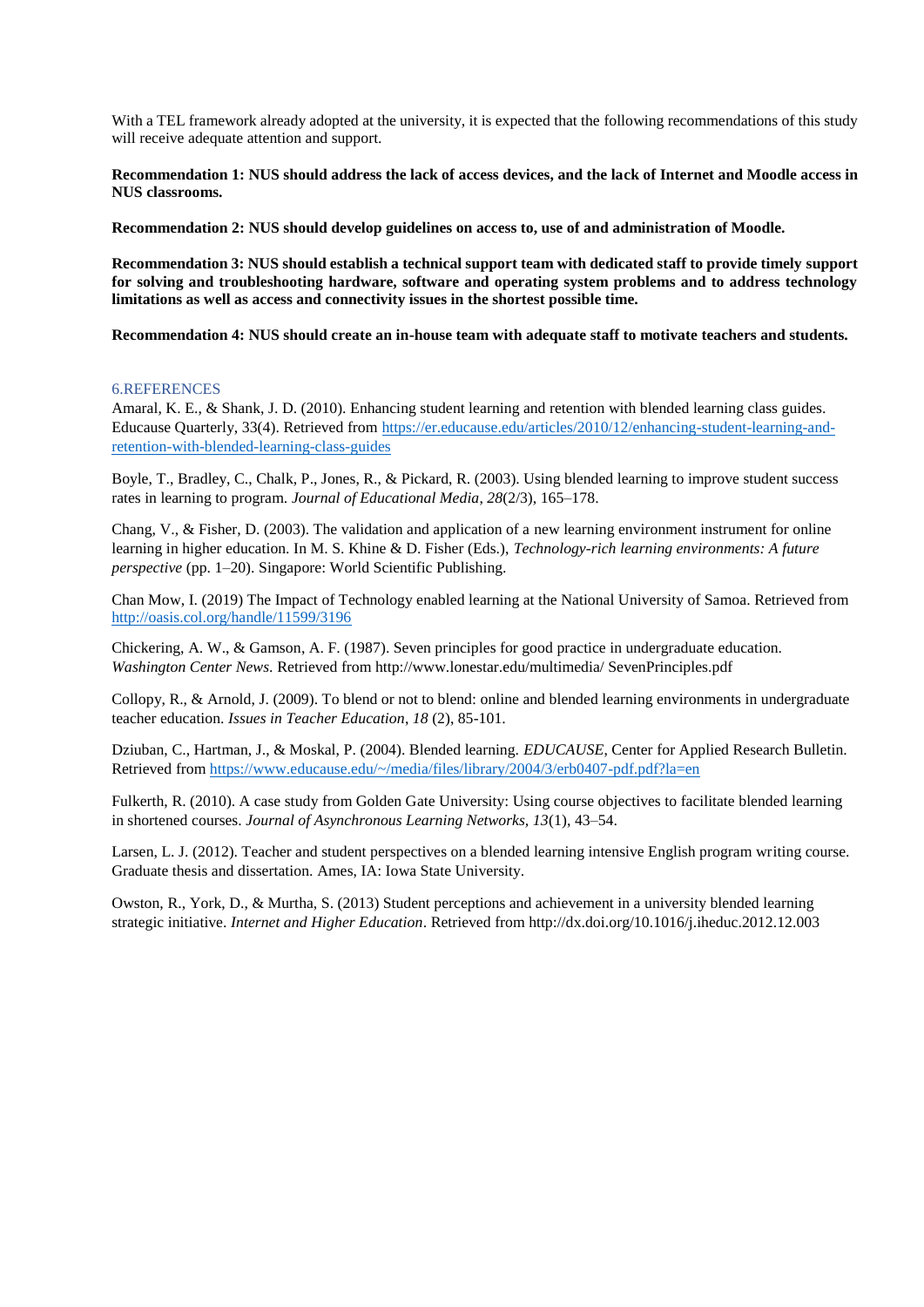With a TEL framework already adopted at the university, it is expected that the following recommendations of this study will receive adequate attention and support.

**Recommendation 1: NUS should address the lack of access devices, and the lack of Internet and Moodle access in NUS classrooms.**

**Recommendation 2: NUS should develop guidelines on access to, use of and administration of Moodle.**

**Recommendation 3: NUS should establish a technical support team with dedicated staff to provide timely support for solving and troubleshooting hardware, software and operating system problems and to address technology limitations as well as access and connectivity issues in the shortest possible time.**

**Recommendation 4: NUS should create an in-house team with adequate staff to motivate teachers and students.**

## 6.REFERENCES

Amaral, K. E., & Shank, J. D. (2010). Enhancing student learning and retention with blended learning class guides. Educause Quarterly, 33(4). Retrieved from https://er.educause.edu/articles/2010/12/enhancing-student-learning-and-retention-with-blended-learning-class-guides

Boyle, T., Bradley, C., Chalk, P., Jones, R., & Pickard, R. (2003). Using blended learning to improve student success rates in learning to program. *Journal of Educational Media*, *28*(2/3), 165–178.

Chang, V., & Fisher, D. (2003). The validation and application of a new learning environment instrument for online learning in higher education. In M. S. Khine & D. Fisher (Eds.), *Technology-rich learning environments: A future perspective* (pp. 1–20). Singapore: World Scientific Publishing.

Chan Mow, I. (2019) The Impact of Technology enabled learning at the National University of Samoa. Retrieved from http://oasis.col.org/handle/11599/3196

Chickering, A. W., & Gamson, A. F. (1987). Seven principles for good practice in undergraduate education. *Washington Center News*. Retrieved from http://www.lonestar.edu/multimedia/ SevenPrinciples.pdf

Collopy, R., & Arnold, J. (2009). To blend or not to blend: online and blended learning environments in undergraduate teacher education. *Issues in Teacher Education*, *18* (2), 85-101.

Dziuban, C., Hartman, J., & Moskal, P. (2004). Blended learning. *EDUCAUSE*, Center for Applied Research Bulletin. Retrieved from https://www.educause.edu/~/media/files/library/2004/3/erb0407-pdf.pdf?la=en

Fulkerth, R. (2010). A case study from Golden Gate University: Using course objectives to facilitate blended learning in shortened courses. *Journal of Asynchronous Learning Networks, 13*(1), 43–54.

Larsen, L. J. (2012). Teacher and student perspectives on a blended learning intensive English program writing course. Graduate thesis and dissertation. Ames, IA: Iowa State University.

Owston, R., York, D., & Murtha, S. (2013) Student perceptions and achievement in a university blended learning strategic initiative. *Internet and Higher Education*. Retrieved from http://dx.doi.org/10.1016/j.iheduc.2012.12.003